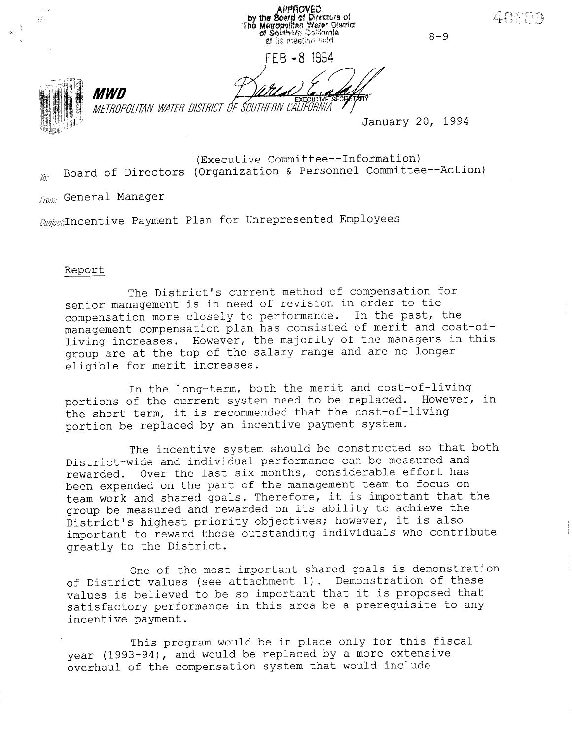APPROVED
by the Board of Directors of
The Metropolitan Water District
of Southern California
at its meeting held

FEB - 8 1994

EXECUTIVE SECRETARY

8-9

**MWD**

*METROPOLITAN WATER DISTRICT OF SOUTHERN CALIFORNIA*

January 20, 1994

(Executive Committee--Information)

To: Board of Directors (Organization & Personnel Committee--Action)

From: General Manager

Subject: Incentive Payment Plan for Unrepresented Employees

Report

The District's current method of compensation for senior management is in need of revision in order to tie compensation more closely to performance. In the past, the management compensation plan has consisted of merit and cost-of-living increases. However, the majority of the managers in this group are at the top of the salary range and are no longer eligible for merit increases.

In the long-term, both the merit and cost-of-living portions of the current system need to be replaced. However, in the short term, it is recommended that the cost-of-living portion be replaced by an incentive payment system.

The incentive system should be constructed so that both District-wide and individual performance can be measured and rewarded. Over the last six months, considerable effort has been expended on the part of the management team to focus on team work and shared goals. Therefore, it is important that the group be measured and rewarded on its ability to achieve the District's highest priority objectives; however, it is also important to reward those outstanding individuals who contribute greatly to the District.

One of the most important shared goals is demonstration of District values (see attachment 1). Demonstration of these values is believed to be so important that it is proposed that satisfactory performance in this area be a prerequisite to any incentive payment.

This program would be in place only for this fiscal year (1993-94), and would be replaced by a more extensive overhaul of the compensation system that would include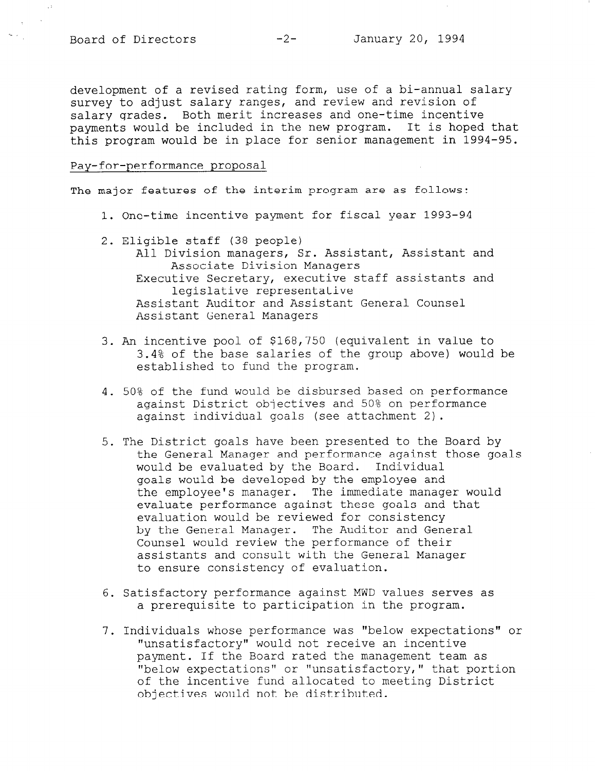development of a revised rating form, use of a bi-annual salary survey to adjust salary ranges, and review and revision of salary grades. Both merit increases and one-time incentive payments would be included in the new program. It is hoped that this program would be in place for senior management in 1994-95.

Pay-for-performance proposal

The major features of the interim program are as follows:

1. One-time incentive payment for fiscal year 1993-94
2. Eligible staff (38 people)
   All Division managers, Sr. Assistant, Assistant and Associate Division Managers
   Executive Secretary, executive staff assistants and legislative representative
   Assistant Auditor and Assistant General Counsel
   Assistant General Managers
3. An incentive pool of $168,750 (equivalent in value to 3.4% of the base salaries of the group above) would be established to fund the program.
4. 50% of the fund would be disbursed based on performance against District objectives and 50% on performance against individual goals (see attachment 2).
5. The District goals have been presented to the Board by the General Manager and performance against those goals would be evaluated by the Board. Individual goals would be developed by the employee and the employee's manager. The immediate manager would evaluate performance against these goals and that evaluation would be reviewed for consistency by the General Manager. The Auditor and General Counsel would review the performance of their assistants and consult with the General Manager to ensure consistency of evaluation.
6. Satisfactory performance against MWD values serves as a prerequisite to participation in the program.
7. Individuals whose performance was "below expectations" or "unsatisfactory" would not receive an incentive payment. If the Board rated the management team as "below expectations" or "unsatisfactory," that portion of the incentive fund allocated to meeting District objectives would not be distributed.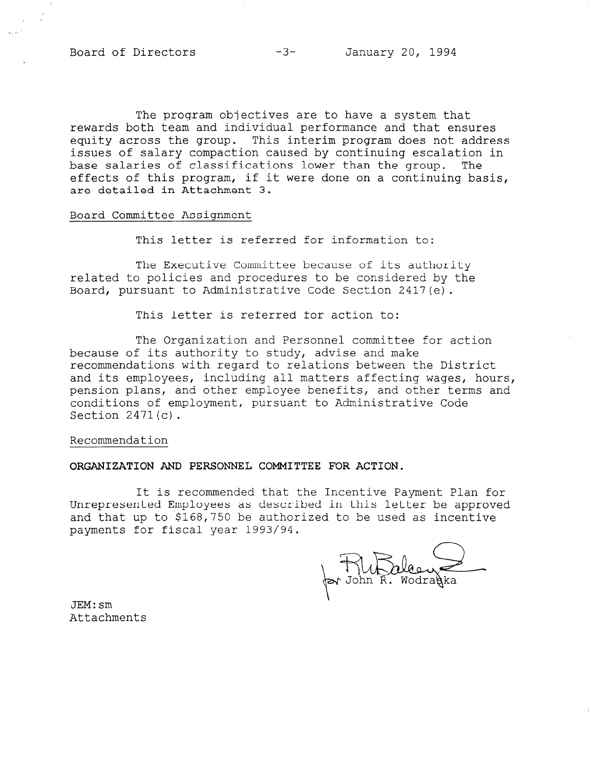The program objectives are to have a system that rewards both team and individual performance and that ensures equity across the group. This interim program does not address issues of salary compaction caused by continuing escalation in base salaries of classifications lower than the group. The effects of this program, if it were done on a continuing basis, are detailed in Attachment 3.

Board Committee Assignment

This letter is referred for information to:

The Executive Committee because of its authority related to policies and procedures to be considered by the Board, pursuant to Administrative Code Section 2417(e).

This letter is referred for action to:

The Organization and Personnel committee for action because of its authority to study, advise and make recommendations with regard to relations between the District and its employees, including all matters affecting wages, hours, pension plans, and other employee benefits, and other terms and conditions of employment, pursuant to Administrative Code Section 2471(c).

Recommendation

**ORGANIZATION AND PERSONNEL COMMITTEE FOR ACTION.**

It is recommended that the Incentive Payment Plan for Unrepresented Employees as described in this letter be approved and that up to $168,750 be authorized to be used as incentive payments for fiscal year 1993/94.

for John R. Wodraska

JEM:sm
Attachments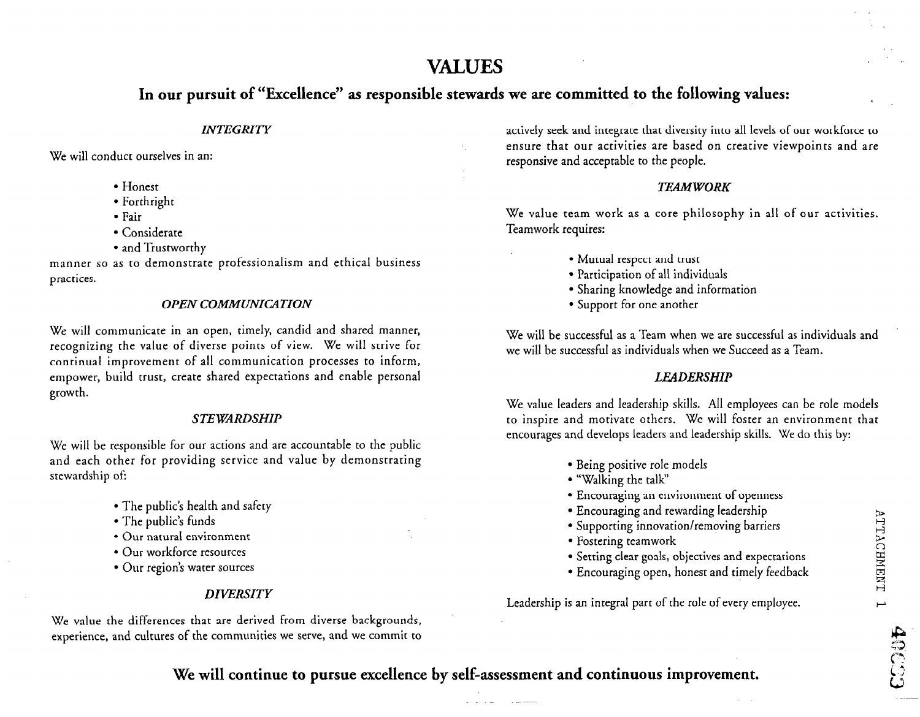# VALUES

## In our pursuit of "Excellence" as responsible stewards we are committed to the following values:

### *INTEGRITY*

We will conduct ourselves in an:

- Honest
- Forthright
- Fair
- Considerate
- and Trustworthy

manner so as to demonstrate professionalism and ethical business practices.

### *OPEN COMMUNICATION*

We will communicate in an open, timely, candid and shared manner, recognizing the value of diverse points of view. We will strive for continual improvement of all communication processes to inform, empower, build trust, create shared expectations and enable personal growth.

### *STEWARDSHIP*

We will be responsible for our actions and are accountable to the public and each other for providing service and value by demonstrating stewardship of:

- The public's health and safety
- The public's funds
- Our natural environment
- Our workforce resources
- Our region's water sources

### *DIVERSITY*

We value the differences that are derived from diverse backgrounds, experience, and cultures of the communities we serve, and we commit to actively seek and integrate that diversity into all levels of our workforce to ensure that our activities are based on creative viewpoints and are responsive and acceptable to the people.

### *TEAMWORK*

We value team work as a core philosophy in all of our activities. Teamwork requires:

- Mutual respect and trust
- Participation of all individuals
- Sharing knowledge and information
- Support for one another

We will be successful as a Team when we are successful as individuals and we will be successful as individuals when we Succeed as a Team.

### *LEADERSHIP*

We value leaders and leadership skills. All employees can be role models to inspire and motivate others. We will foster an environment that encourages and develops leaders and leadership skills. We do this by:

- Being positive role models
- "Walking the talk"
- Encouraging an environment of openness
- Encouraging and rewarding leadership
- Supporting innovation/removing barriers
- Fostering teamwork
- Setting clear goals, objectives and expectations
- Encouraging open, honest and timely feedback

Leadership is an integral part of the role of every employee.

**We will continue to pursue excellence by self-assessment and continuous improvement.**

ATTACHMENT 1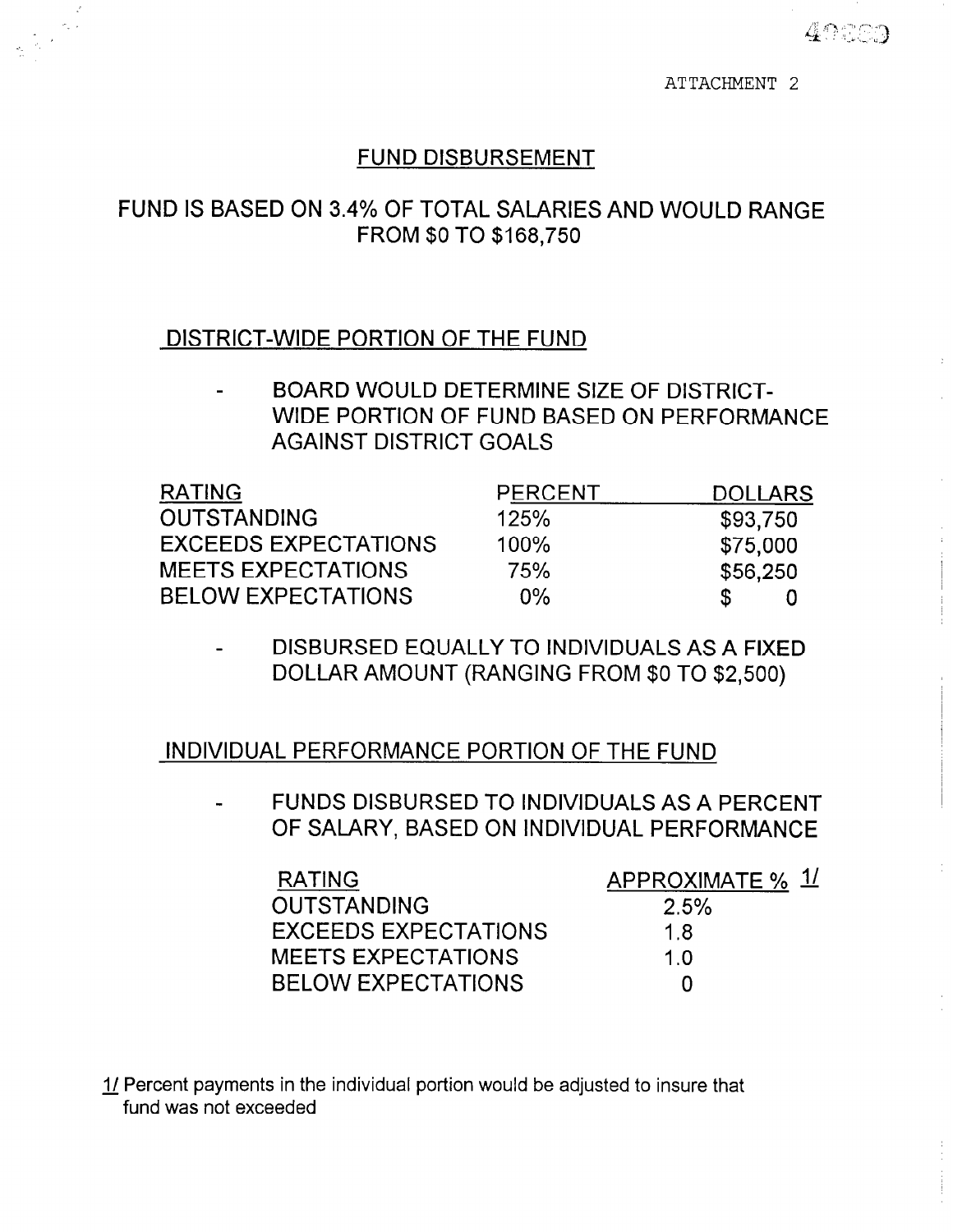ATTACHMENT 2

# FUND DISBURSEMENT

## FUND IS BASED ON 3.4% OF TOTAL SALARIES AND WOULD RANGE FROM $0 TO $168,750

### DISTRICT-WIDE PORTION OF THE FUND

- BOARD WOULD DETERMINE SIZE OF DISTRICT-WIDE PORTION OF FUND BASED ON PERFORMANCE AGAINST DISTRICT GOALS

| RATING | PERCENT | DOLLARS |
|---|---|---|
| OUTSTANDING | 125% | $93,750 |
| EXCEEDS EXPECTATIONS | 100% | $75,000 |
| MEETS EXPECTATIONS | 75% | $56,250 |
| BELOW EXPECTATIONS | 0% | $ 0 |

- DISBURSED EQUALLY TO INDIVIDUALS AS A FIXED DOLLAR AMOUNT (RANGING FROM $0 TO $2,500)

### INDIVIDUAL PERFORMANCE PORTION OF THE FUND

- FUNDS DISBURSED TO INDIVIDUALS AS A PERCENT OF SALARY, BASED ON INDIVIDUAL PERFORMANCE

| RATING | APPROXIMATE % 1/ |
|---|---|
| OUTSTANDING | 2.5% |
| EXCEEDS EXPECTATIONS | 1.8 |
| MEETS EXPECTATIONS | 1.0 |
| BELOW EXPECTATIONS | 0 |

1/ Percent payments in the individual portion would be adjusted to insure that fund was not exceeded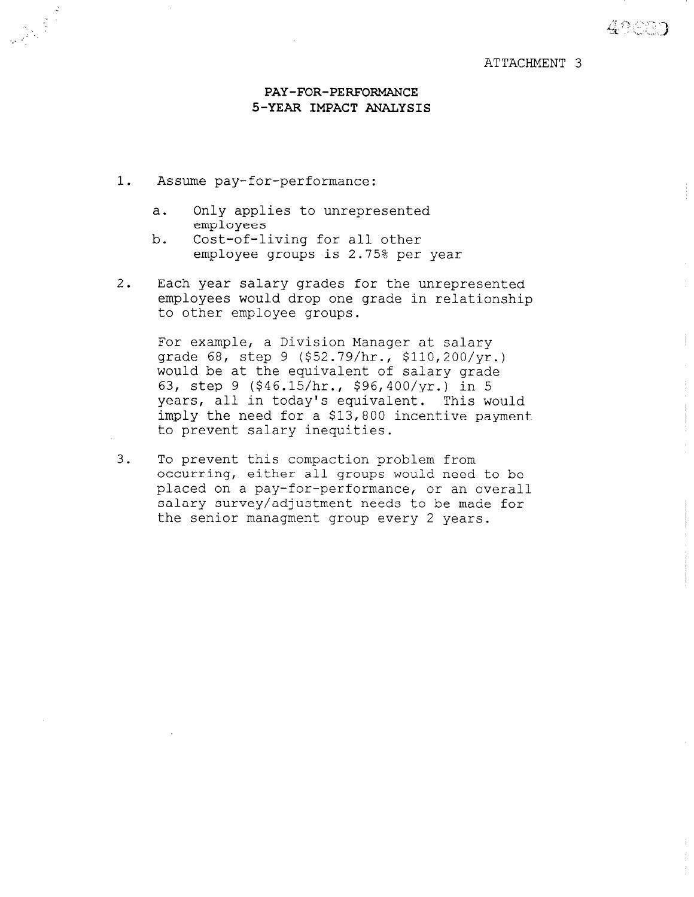ATTACHMENT 3

## PAY-FOR-PERFORMANCE
## 5-YEAR IMPACT ANALYSIS

1. Assume pay-for-performance:

    a. Only applies to unrepresented employees
    b. Cost-of-living for all other employee groups is 2.75% per year

2. Each year salary grades for the unrepresented employees would drop one grade in relationship to other employee groups.

    For example, a Division Manager at salary grade 68, step 9 ($52.79/hr., $110,200/yr.) would be at the equivalent of salary grade 63, step 9 ($46.15/hr., $96,400/yr.) in 5 years, all in today's equivalent. This would imply the need for a $13,800 incentive payment to prevent salary inequities.

3. To prevent this compaction problem from occurring, either all groups would need to be placed on a pay-for-performance, or an overall salary survey/adjustment needs to be made for the senior managment group every 2 years.